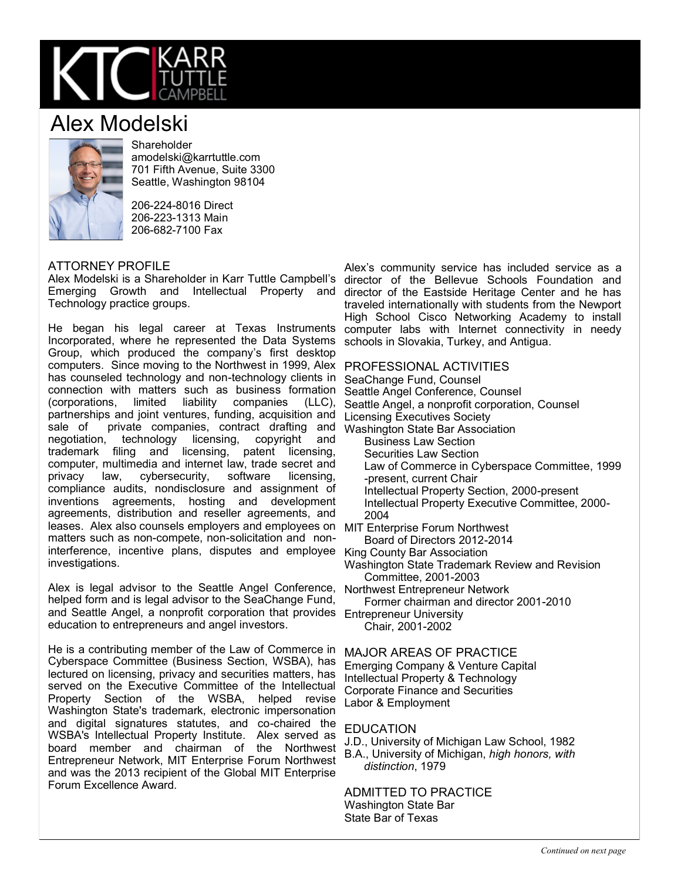# Alex Modelski

Shareholder
amodelski@karrtuttle.com
701 Fifth Avenue, Suite 3300
Seattle, Washington 98104

206-224-8016 Direct
206-223-1313 Main
206-682-7100 Fax

## ATTORNEY PROFILE

Alex Modelski is a Shareholder in Karr Tuttle Campbell's Emerging Growth and Intellectual Property and Technology practice groups.

He began his legal career at Texas Instruments Incorporated, where he represented the Data Systems Group, which produced the company's first desktop computers. Since moving to the Northwest in 1999, Alex has counseled technology and non-technology clients in connection with matters such as business formation (corporations, limited liability companies (LLC), partnerships and joint ventures, funding, acquisition and sale of private companies, contract drafting and negotiation, technology licensing, copyright and trademark filing and licensing, patent licensing, computer, multimedia and internet law, trade secret and privacy law, cybersecurity, software licensing, compliance audits, nondisclosure and assignment of inventions agreements, hosting and development agreements, distribution and reseller agreements, and leases. Alex also counsels employers and employees on matters such as non-compete, non-solicitation and non-interference, incentive plans, disputes and employee investigations.

Alex is legal advisor to the Seattle Angel Conference, helped form and is legal advisor to the SeaChange Fund, and Seattle Angel, a nonprofit corporation that provides education to entrepreneurs and angel investors.

He is a contributing member of the Law of Commerce in Cyberspace Committee (Business Section, WSBA), has lectured on licensing, privacy and securities matters, has served on the Executive Committee of the Intellectual Property Section of the WSBA, helped revise Washington State's trademark, electronic impersonation and digital signatures statutes, and co-chaired the WSBA's Intellectual Property Institute. Alex served as board member and chairman of the Northwest Entrepreneur Network, MIT Enterprise Forum Northwest and was the 2013 recipient of the Global MIT Enterprise Forum Excellence Award.

Alex's community service has included service as a director of the Bellevue Schools Foundation and director of the Eastside Heritage Center and he has traveled internationally with students from the Newport High School Cisco Networking Academy to install computer labs with Internet connectivity in needy schools in Slovakia, Turkey, and Antigua.

## PROFESSIONAL ACTIVITIES

SeaChange Fund, Counsel
Seattle Angel Conference, Counsel
Seattle Angel, a nonprofit corporation, Counsel
Licensing Executives Society
Washington State Bar Association
- Business Law Section
- Securities Law Section
- Law of Commerce in Cyberspace Committee, 1999-present, current Chair
- Intellectual Property Section, 2000-present
- Intellectual Property Executive Committee, 2000-2004

MIT Enterprise Forum Northwest
- Board of Directors 2012-2014

King County Bar Association
Washington State Trademark Review and Revision Committee, 2001-2003
Northwest Entrepreneur Network
- Former chairman and director 2001-2010

Entrepreneur University
- Chair, 2001-2002

## MAJOR AREAS OF PRACTICE

Emerging Company & Venture Capital
Intellectual Property & Technology
Corporate Finance and Securities
Labor & Employment

## EDUCATION

J.D., University of Michigan Law School, 1982
B.A., University of Michigan, *high honors, with distinction*, 1979

## ADMITTED TO PRACTICE

Washington State Bar
State Bar of Texas

*Continued on next page*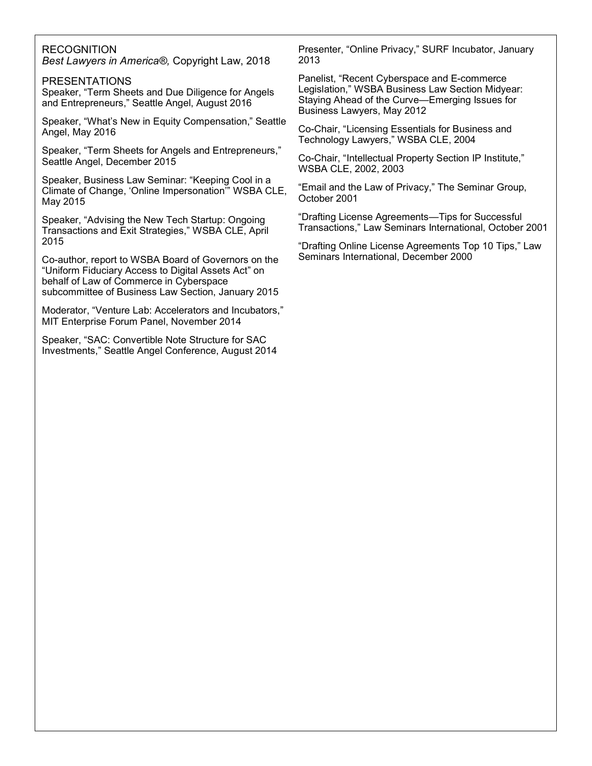## RECOGNITION

*Best Lawyers in America®,* Copyright Law, 2018

## PRESENTATIONS

Speaker, “Term Sheets and Due Diligence for Angels and Entrepreneurs,” Seattle Angel, August 2016

Speaker, “What’s New in Equity Compensation,” Seattle Angel, May 2016

Speaker, “Term Sheets for Angels and Entrepreneurs,” Seattle Angel, December 2015

Speaker, Business Law Seminar: “Keeping Cool in a Climate of Change, ‘Online Impersonation’” WSBA CLE, May 2015

Speaker, “Advising the New Tech Startup: Ongoing Transactions and Exit Strategies,” WSBA CLE, April 2015

Co-author, report to WSBA Board of Governors on the “Uniform Fiduciary Access to Digital Assets Act” on behalf of Law of Commerce in Cyberspace subcommittee of Business Law Section, January 2015

Moderator, “Venture Lab: Accelerators and Incubators,” MIT Enterprise Forum Panel, November 2014

Speaker, “SAC: Convertible Note Structure for SAC Investments,” Seattle Angel Conference, August 2014

Presenter, “Online Privacy,” SURF Incubator, January 2013

Panelist, “Recent Cyberspace and E-commerce Legislation,” WSBA Business Law Section Midyear: Staying Ahead of the Curve—Emerging Issues for Business Lawyers, May 2012

Co-Chair, “Licensing Essentials for Business and Technology Lawyers,” WSBA CLE, 2004

Co-Chair, “Intellectual Property Section IP Institute,” WSBA CLE, 2002, 2003

“Email and the Law of Privacy,” The Seminar Group, October 2001

“Drafting License Agreements—Tips for Successful Transactions,” Law Seminars International, October 2001

“Drafting Online License Agreements Top 10 Tips,” Law Seminars International, December 2000